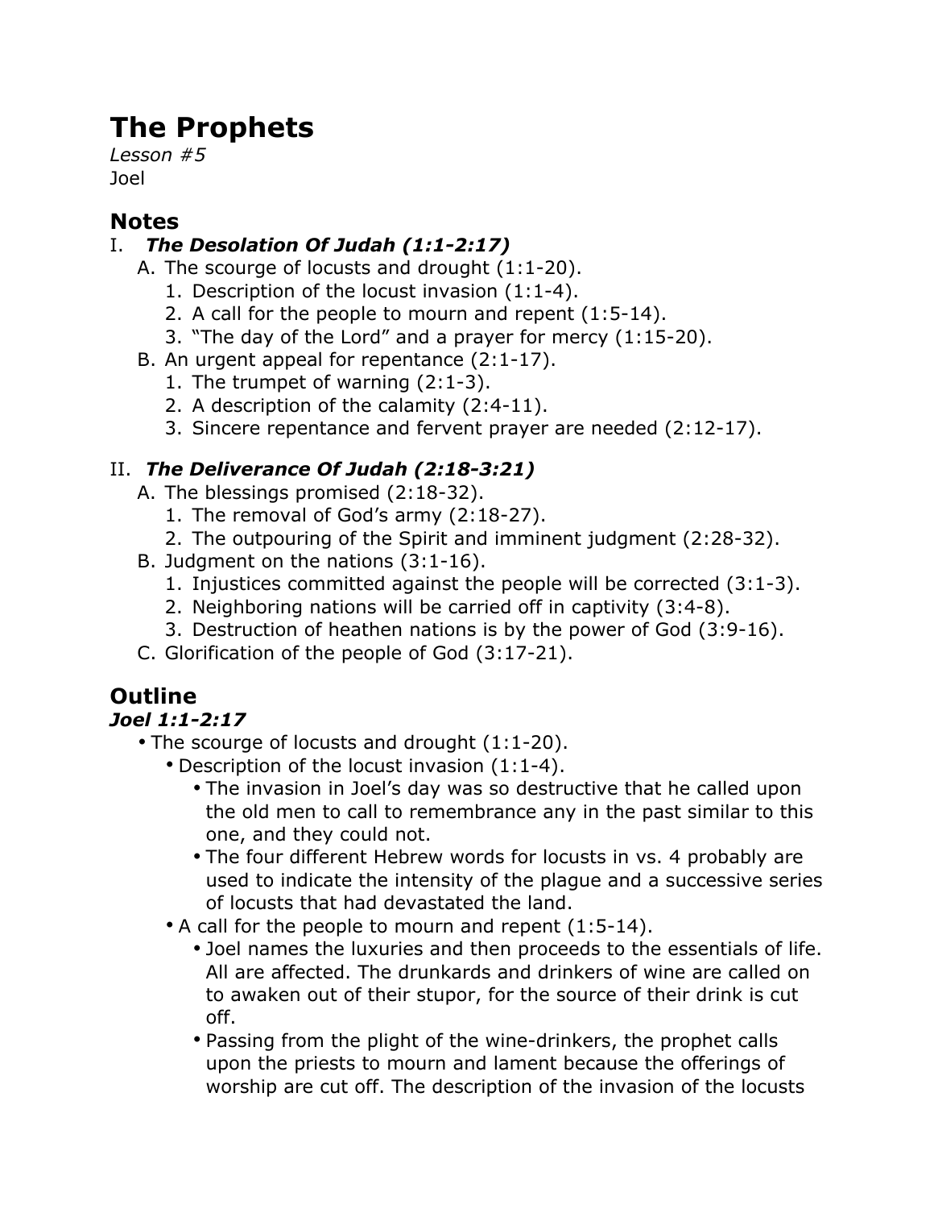# The Prophets

*Lesson #5*

Joel

## Notes

I. ***The Desolation Of Judah (1:1-2:17)***
   A. The scourge of locusts and drought (1:1-20).
      1. Description of the locust invasion (1:1-4).
      2. A call for the people to mourn and repent (1:5-14).
      3. "The day of the Lord" and a prayer for mercy (1:15-20).
   B. An urgent appeal for repentance (2:1-17).
      1. The trumpet of warning (2:1-3).
      2. A description of the calamity (2:4-11).
      3. Sincere repentance and fervent prayer are needed (2:12-17).

II. ***The Deliverance Of Judah (2:18-3:21)***
   A. The blessings promised (2:18-32).
      1. The removal of God's army (2:18-27).
      2. The outpouring of the Spirit and imminent judgment (2:28-32).
   B. Judgment on the nations (3:1-16).
      1. Injustices committed against the people will be corrected (3:1-3).
      2. Neighboring nations will be carried off in captivity (3:4-8).
      3. Destruction of heathen nations is by the power of God (3:9-16).
   C. Glorification of the people of God (3:17-21).

## Outline

### *Joel 1:1-2:17*

- The scourge of locusts and drought (1:1-20).
  - Description of the locust invasion (1:1-4).
    - The invasion in Joel's day was so destructive that he called upon the old men to call to remembrance any in the past similar to this one, and they could not.
    - The four different Hebrew words for locusts in vs. 4 probably are used to indicate the intensity of the plague and a successive series of locusts that had devastated the land.
  - A call for the people to mourn and repent (1:5-14).
    - Joel names the luxuries and then proceeds to the essentials of life. All are affected. The drunkards and drinkers of wine are called on to awaken out of their stupor, for the source of their drink is cut off.
    - Passing from the plight of the wine-drinkers, the prophet calls upon the priests to mourn and lament because the offerings of worship are cut off. The description of the invasion of the locusts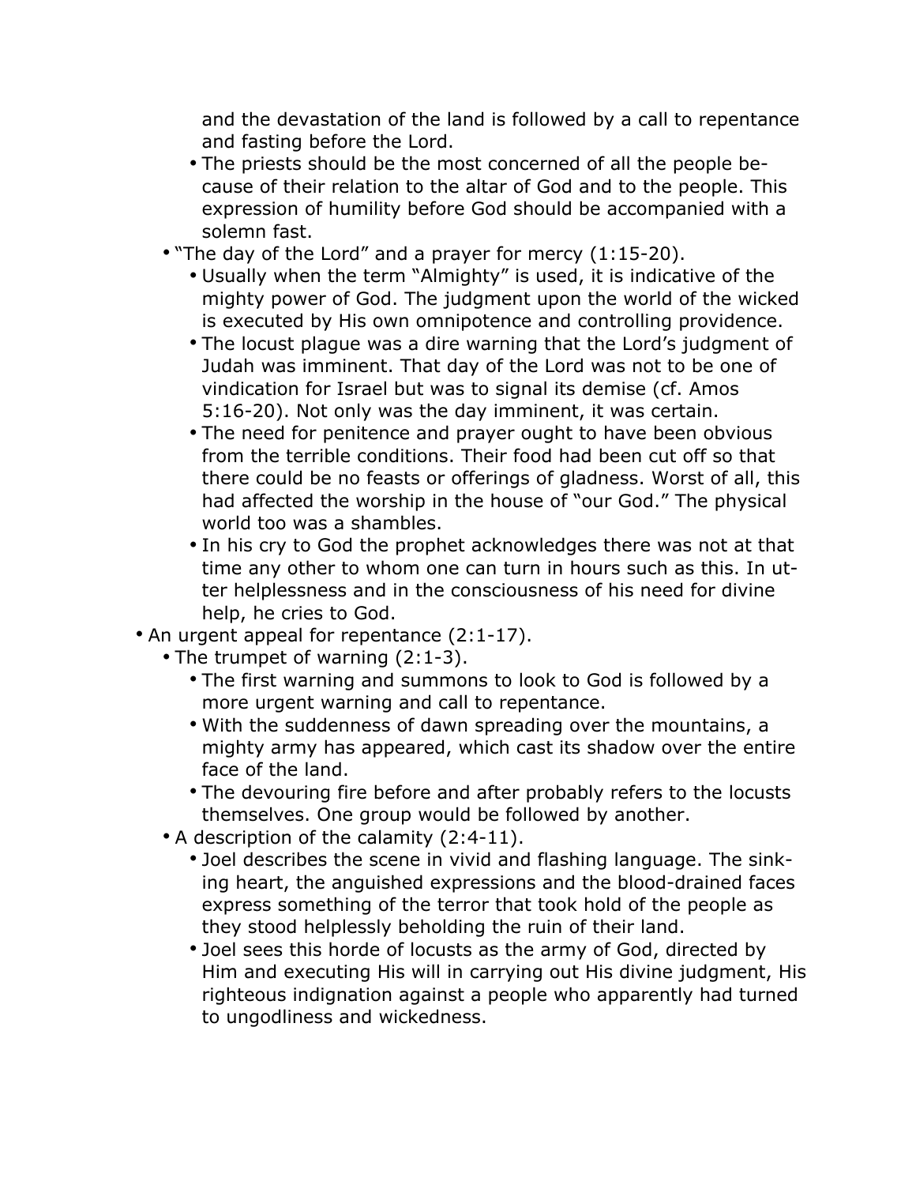and the devastation of the land is followed by a call to repentance and fasting before the Lord.
    - The priests should be the most concerned of all the people because of their relation to the altar of God and to the people. This expression of humility before God should be accompanied with a solemn fast.
  - "The day of the Lord" and a prayer for mercy (1:15-20).
    - Usually when the term "Almighty" is used, it is indicative of the mighty power of God. The judgment upon the world of the wicked is executed by His own omnipotence and controlling providence.
    - The locust plague was a dire warning that the Lord's judgment of Judah was imminent. That day of the Lord was not to be one of vindication for Israel but was to signal its demise (cf. Amos 5:16-20). Not only was the day imminent, it was certain.
    - The need for penitence and prayer ought to have been obvious from the terrible conditions. Their food had been cut off so that there could be no feasts or offerings of gladness. Worst of all, this had affected the worship in the house of "our God." The physical world too was a shambles.
    - In his cry to God the prophet acknowledges there was not at that time any other to whom one can turn in hours such as this. In utter helplessness and in the consciousness of his need for divine help, he cries to God.
- An urgent appeal for repentance (2:1-17).
  - The trumpet of warning (2:1-3).
    - The first warning and summons to look to God is followed by a more urgent warning and call to repentance.
    - With the suddenness of dawn spreading over the mountains, a mighty army has appeared, which cast its shadow over the entire face of the land.
    - The devouring fire before and after probably refers to the locusts themselves. One group would be followed by another.
  - A description of the calamity (2:4-11).
    - Joel describes the scene in vivid and flashing language. The sinking heart, the anguished expressions and the blood-drained faces express something of the terror that took hold of the people as they stood helplessly beholding the ruin of their land.
    - Joel sees this horde of locusts as the army of God, directed by Him and executing His will in carrying out His divine judgment, His righteous indignation against a people who apparently had turned to ungodliness and wickedness.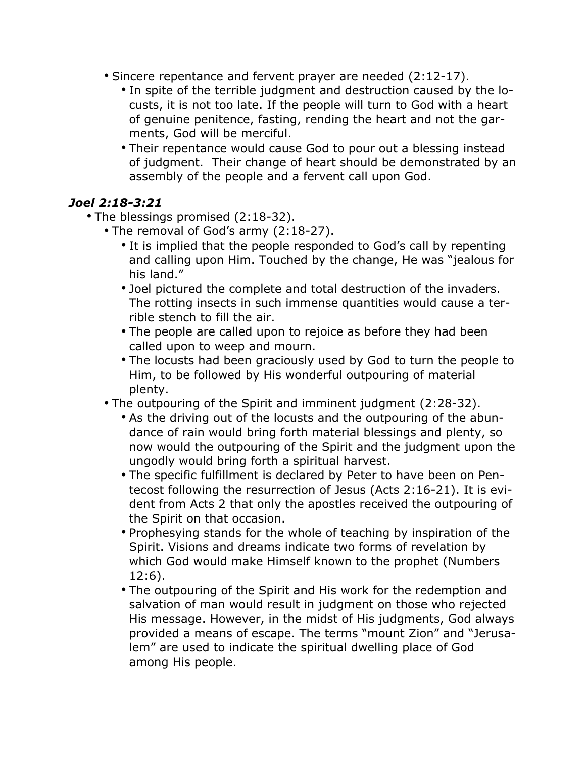- Sincere repentance and fervent prayer are needed (2:12-17).
    - In spite of the terrible judgment and destruction caused by the locusts, it is not too late. If the people will turn to God with a heart of genuine penitence, fasting, rending the heart and not the garments, God will be merciful.
    - Their repentance would cause God to pour out a blessing instead of judgment. Their change of heart should be demonstrated by an assembly of the people and a fervent call upon God.

***Joel 2:18-3:21***

- The blessings promised (2:18-32).
    - The removal of God's army (2:18-27).
        - It is implied that the people responded to God's call by repenting and calling upon Him. Touched by the change, He was "jealous for his land."
        - Joel pictured the complete and total destruction of the invaders. The rotting insects in such immense quantities would cause a terrible stench to fill the air.
        - The people are called upon to rejoice as before they had been called upon to weep and mourn.
        - The locusts had been graciously used by God to turn the people to Him, to be followed by His wonderful outpouring of material plenty.
    - The outpouring of the Spirit and imminent judgment (2:28-32).
        - As the driving out of the locusts and the outpouring of the abundance of rain would bring forth material blessings and plenty, so now would the outpouring of the Spirit and the judgment upon the ungodly would bring forth a spiritual harvest.
        - The specific fulfillment is declared by Peter to have been on Pentecost following the resurrection of Jesus (Acts 2:16-21). It is evident from Acts 2 that only the apostles received the outpouring of the Spirit on that occasion.
        - Prophesying stands for the whole of teaching by inspiration of the Spirit. Visions and dreams indicate two forms of revelation by which God would make Himself known to the prophet (Numbers 12:6).
        - The outpouring of the Spirit and His work for the redemption and salvation of man would result in judgment on those who rejected His message. However, in the midst of His judgments, God always provided a means of escape. The terms "mount Zion" and "Jerusalem" are used to indicate the spiritual dwelling place of God among His people.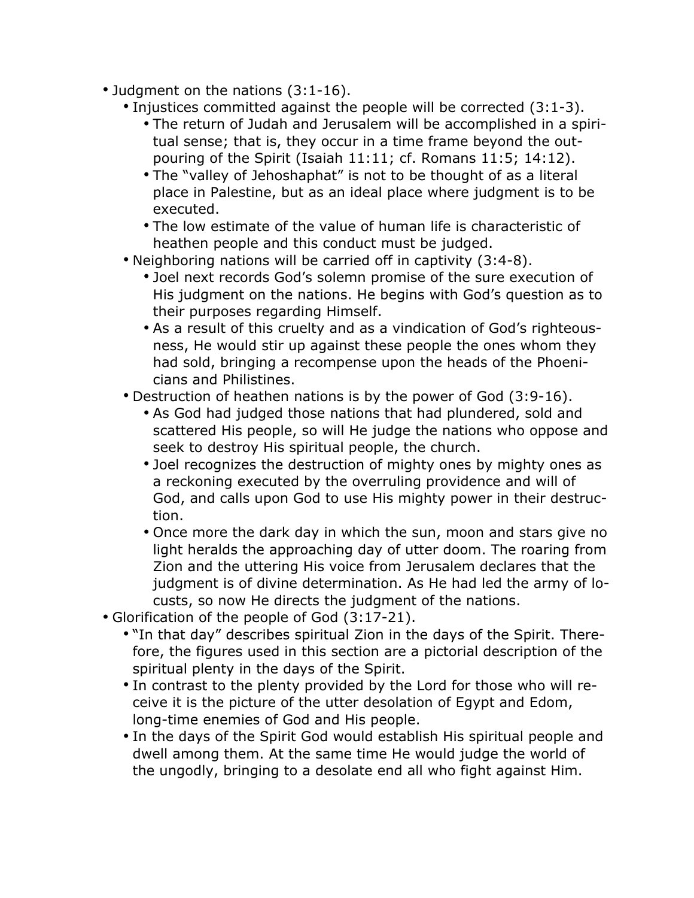- Judgment on the nations (3:1-16).
  - Injustices committed against the people will be corrected (3:1-3).
    - The return of Judah and Jerusalem will be accomplished in a spiritual sense; that is, they occur in a time frame beyond the outpouring of the Spirit (Isaiah 11:11; cf. Romans 11:5; 14:12).
    - The "valley of Jehoshaphat" is not to be thought of as a literal place in Palestine, but as an ideal place where judgment is to be executed.
    - The low estimate of the value of human life is characteristic of heathen people and this conduct must be judged.
  - Neighboring nations will be carried off in captivity (3:4-8).
    - Joel next records God's solemn promise of the sure execution of His judgment on the nations. He begins with God's question as to their purposes regarding Himself.
    - As a result of this cruelty and as a vindication of God's righteousness, He would stir up against these people the ones whom they had sold, bringing a recompense upon the heads of the Phoenicians and Philistines.
  - Destruction of heathen nations is by the power of God (3:9-16).
    - As God had judged those nations that had plundered, sold and scattered His people, so will He judge the nations who oppose and seek to destroy His spiritual people, the church.
    - Joel recognizes the destruction of mighty ones by mighty ones as a reckoning executed by the overruling providence and will of God, and calls upon God to use His mighty power in their destruction.
    - Once more the dark day in which the sun, moon and stars give no light heralds the approaching day of utter doom. The roaring from Zion and the uttering His voice from Jerusalem declares that the judgment is of divine determination. As He had led the army of locusts, so now He directs the judgment of the nations.
- Glorification of the people of God (3:17-21).
  - "In that day" describes spiritual Zion in the days of the Spirit. Therefore, the figures used in this section are a pictorial description of the spiritual plenty in the days of the Spirit.
  - In contrast to the plenty provided by the Lord for those who will receive it is the picture of the utter desolation of Egypt and Edom, long-time enemies of God and His people.
  - In the days of the Spirit God would establish His spiritual people and dwell among them. At the same time He would judge the world of the ungodly, bringing to a desolate end all who fight against Him.